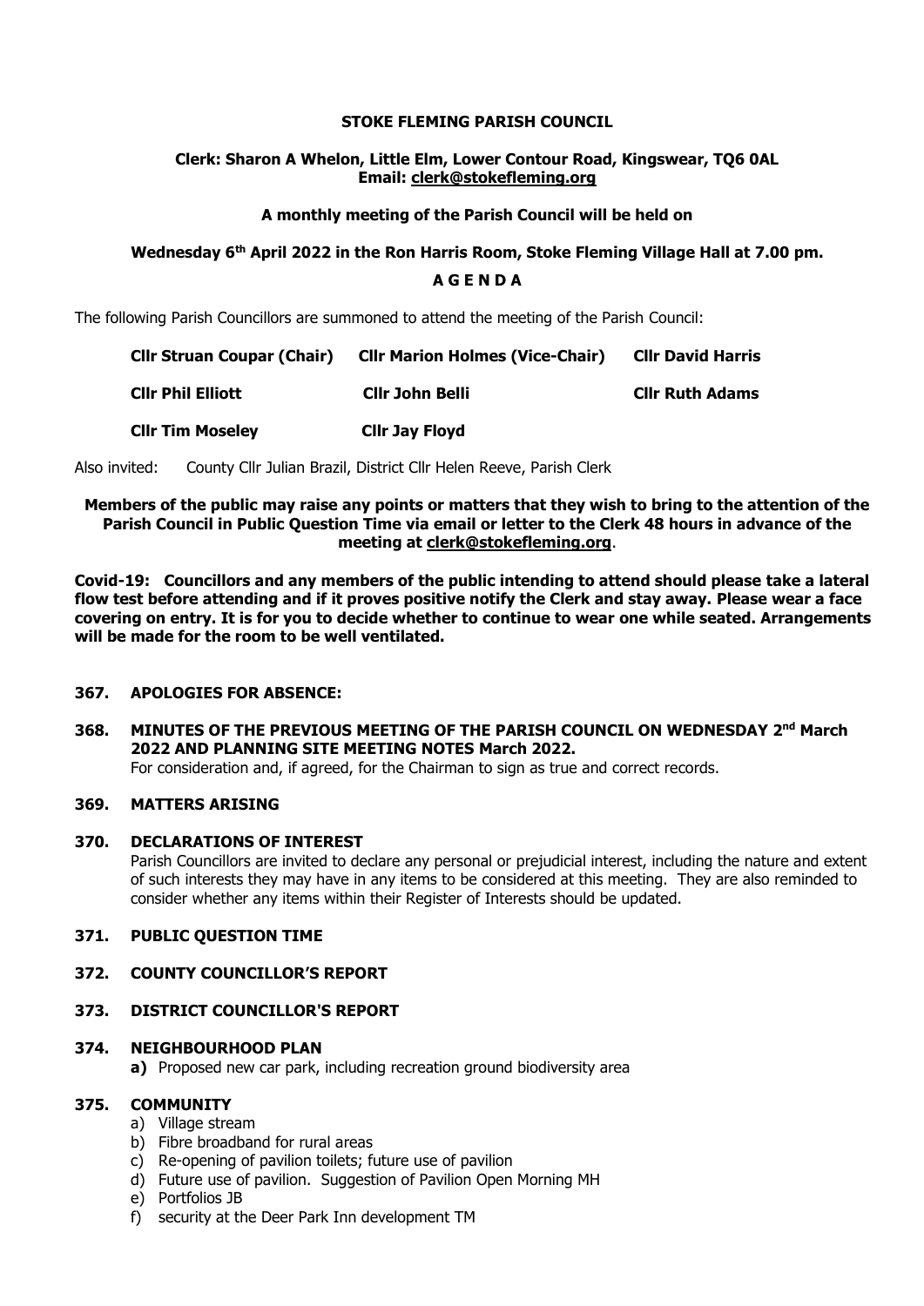**STOKE FLEMING PARISH COUNCIL**

**Clerk: Sharon A Whelon, Little Elm, Lower Contour Road, Kingswear, TQ6 0AL**
**Email: clerk@stokefleming.org**

**A monthly meeting of the Parish Council will be held on**

**Wednesday 6th April 2022 in the Ron Harris Room, Stoke Fleming Village Hall at 7.00 pm.**

**A G E N D A**

The following Parish Councillors are summoned to attend the meeting of the Parish Council:

| | | |
|---|---|---|
| **Cllr Struan Coupar (Chair)** | **Cllr Marion Holmes (Vice-Chair)** | **Cllr David Harris** |
| **Cllr Phil Elliott** | **Cllr John Belli** | **Cllr Ruth Adams** |
| **Cllr Tim Moseley** | **Cllr Jay Floyd** | |

Also invited: County Cllr Julian Brazil, District Cllr Helen Reeve, Parish Clerk

**Members of the public may raise any points or matters that they wish to bring to the attention of the Parish Council in Public Question Time via email or letter to the Clerk 48 hours in advance of the meeting at clerk@stokefleming.org.**

**Covid-19: Councillors and any members of the public intending to attend should please take a lateral flow test before attending and if it proves positive notify the Clerk and stay away. Please wear a face covering on entry. It is for you to decide whether to continue to wear one while seated. Arrangements will be made for the room to be well ventilated.**

**367. APOLOGIES FOR ABSENCE:**

**368. MINUTES OF THE PREVIOUS MEETING OF THE PARISH COUNCIL ON WEDNESDAY 2nd March 2022 AND PLANNING SITE MEETING NOTES March 2022.**
For consideration and, if agreed, for the Chairman to sign as true and correct records.

**369. MATTERS ARISING**

**370. DECLARATIONS OF INTEREST**
Parish Councillors are invited to declare any personal or prejudicial interest, including the nature and extent of such interests they may have in any items to be considered at this meeting. They are also reminded to consider whether any items within their Register of Interests should be updated.

**371. PUBLIC QUESTION TIME**

**372. COUNTY COUNCILLOR'S REPORT**

**373. DISTRICT COUNCILLOR'S REPORT**

**374. NEIGHBOURHOOD PLAN**

**a)** Proposed new car park, including recreation ground biodiversity area

**375. COMMUNITY**

a) Village stream
b) Fibre broadband for rural areas
c) Re-opening of pavilion toilets; future use of pavilion
d) Future use of pavilion. Suggestion of Pavilion Open Morning MH
e) Portfolios JB
f) security at the Deer Park Inn development TM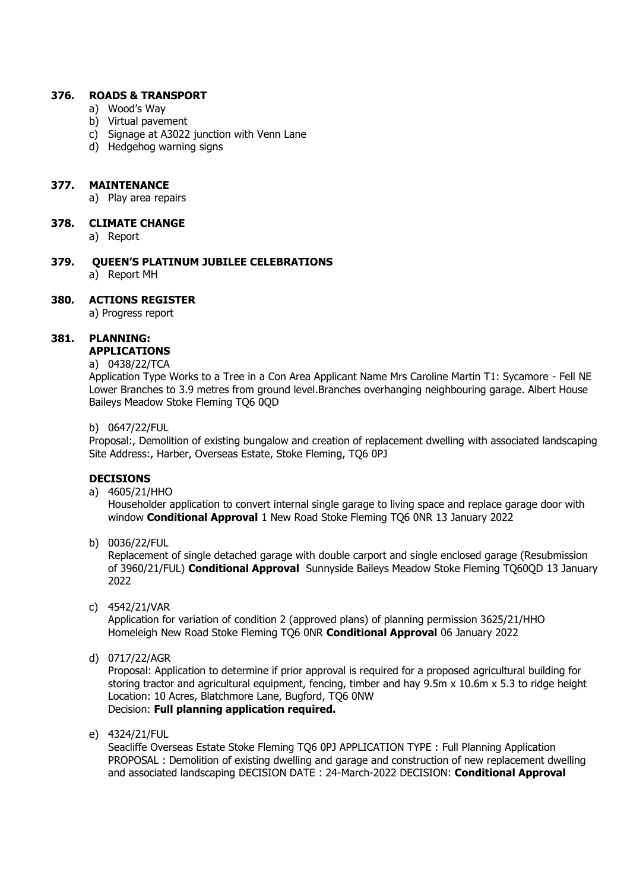## 376. ROADS & TRANSPORT

a) Wood's Way
b) Virtual pavement
c) Signage at A3022 junction with Venn Lane
d) Hedgehog warning signs

## 377. MAINTENANCE

a) Play area repairs

## 378. CLIMATE CHANGE

a) Report

## 379. QUEEN'S PLATINUM JUBILEE CELEBRATIONS

a) Report MH

## 380. ACTIONS REGISTER

a) Progress report

## 381. PLANNING:

### APPLICATIONS

a) 0438/22/TCA

Application Type Works to a Tree in a Con Area Applicant Name Mrs Caroline Martin T1: Sycamore - Fell NE Lower Branches to 3.9 metres from ground level.Branches overhanging neighbouring garage. Albert House Baileys Meadow Stoke Fleming TQ6 0QD

b) 0647/22/FUL

Proposal:, Demolition of existing bungalow and creation of replacement dwelling with associated landscaping Site Address:, Harber, Overseas Estate, Stoke Fleming, TQ6 0PJ

### DECISIONS

a) 4605/21/HHO

Householder application to convert internal single garage to living space and replace garage door with window **Conditional Approval** 1 New Road Stoke Fleming TQ6 0NR 13 January 2022

b) 0036/22/FUL

Replacement of single detached garage with double carport and single enclosed garage (Resubmission of 3960/21/FUL) **Conditional Approval** Sunnyside Baileys Meadow Stoke Fleming TQ60QD 13 January 2022

c) 4542/21/VAR

Application for variation of condition 2 (approved plans) of planning permission 3625/21/HHO Homeleigh New Road Stoke Fleming TQ6 0NR **Conditional Approval** 06 January 2022

d) 0717/22/AGR

Proposal: Application to determine if prior approval is required for a proposed agricultural building for storing tractor and agricultural equipment, fencing, timber and hay 9.5m x 10.6m x 5.3 to ridge height Location: 10 Acres, Blatchmore Lane, Bugford, TQ6 0NW
Decision: **Full planning application required.**

e) 4324/21/FUL

Seacliffe Overseas Estate Stoke Fleming TQ6 0PJ APPLICATION TYPE : Full Planning Application PROPOSAL : Demolition of existing dwelling and garage and construction of new replacement dwelling and associated landscaping DECISION DATE : 24-March-2022 DECISION: **Conditional Approval**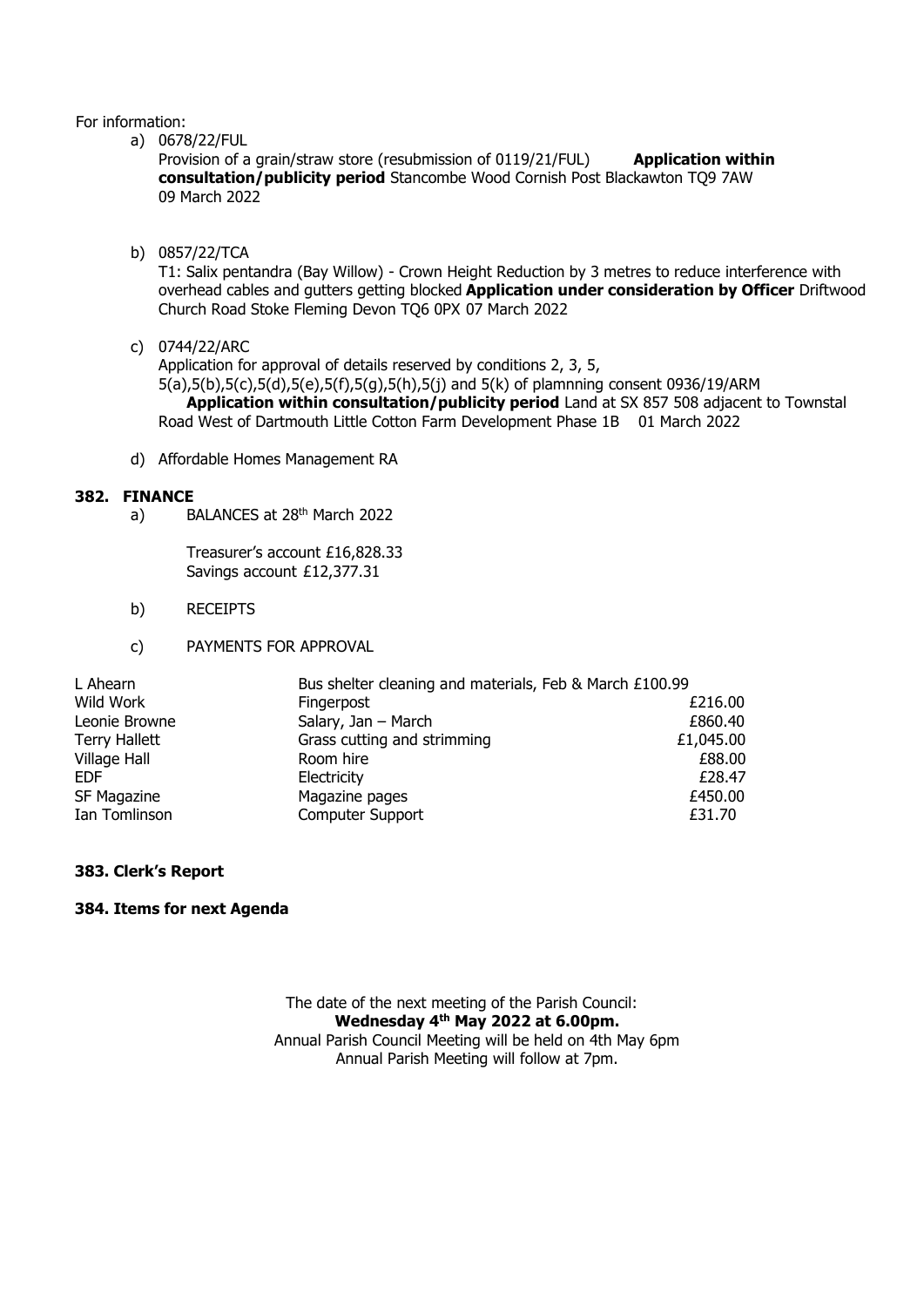For information:

a) 0678/22/FUL
Provision of a grain/straw store (resubmission of 0119/21/FUL) **Application within consultation/publicity period** Stancombe Wood Cornish Post Blackawton TQ9 7AW 09 March 2022

b) 0857/22/TCA
T1: Salix pentandra (Bay Willow) - Crown Height Reduction by 3 metres to reduce interference with overhead cables and gutters getting blocked **Application under consideration by Officer** Driftwood Church Road Stoke Fleming Devon TQ6 0PX 07 March 2022

c) 0744/22/ARC
Application for approval of details reserved by conditions 2, 3, 5, 5(a),5(b),5(c),5(d),5(e),5(f),5(g),5(h),5(j) and 5(k) of plamnning consent 0936/19/ARM **Application within consultation/publicity period** Land at SX 857 508 adjacent to Townstal Road West of Dartmouth Little Cotton Farm Development Phase 1B 01 March 2022

d) Affordable Homes Management RA

### 382. FINANCE

a) BALANCES at 28th March 2022

Treasurer's account £16,828.33
Savings account £12,377.31

b) RECEIPTS

c) PAYMENTS FOR APPROVAL

| | | |
|---|---|---|
| L Ahearn | Bus shelter cleaning and materials, Feb & March £100.99 | |
| Wild Work | Fingerpost | £216.00 |
| Leonie Browne | Salary, Jan – March | £860.40 |
| Terry Hallett | Grass cutting and strimming | £1,045.00 |
| Village Hall | Room hire | £88.00 |
| EDF | Electricity | £28.47 |
| SF Magazine | Magazine pages | £450.00 |
| Ian Tomlinson | Computer Support | £31.70 |

### 383. Clerk's Report

### 384. Items for next Agenda

The date of the next meeting of the Parish Council:
**Wednesday 4th May 2022 at 6.00pm.**
Annual Parish Council Meeting will be held on 4th May 6pm
Annual Parish Meeting will follow at 7pm.